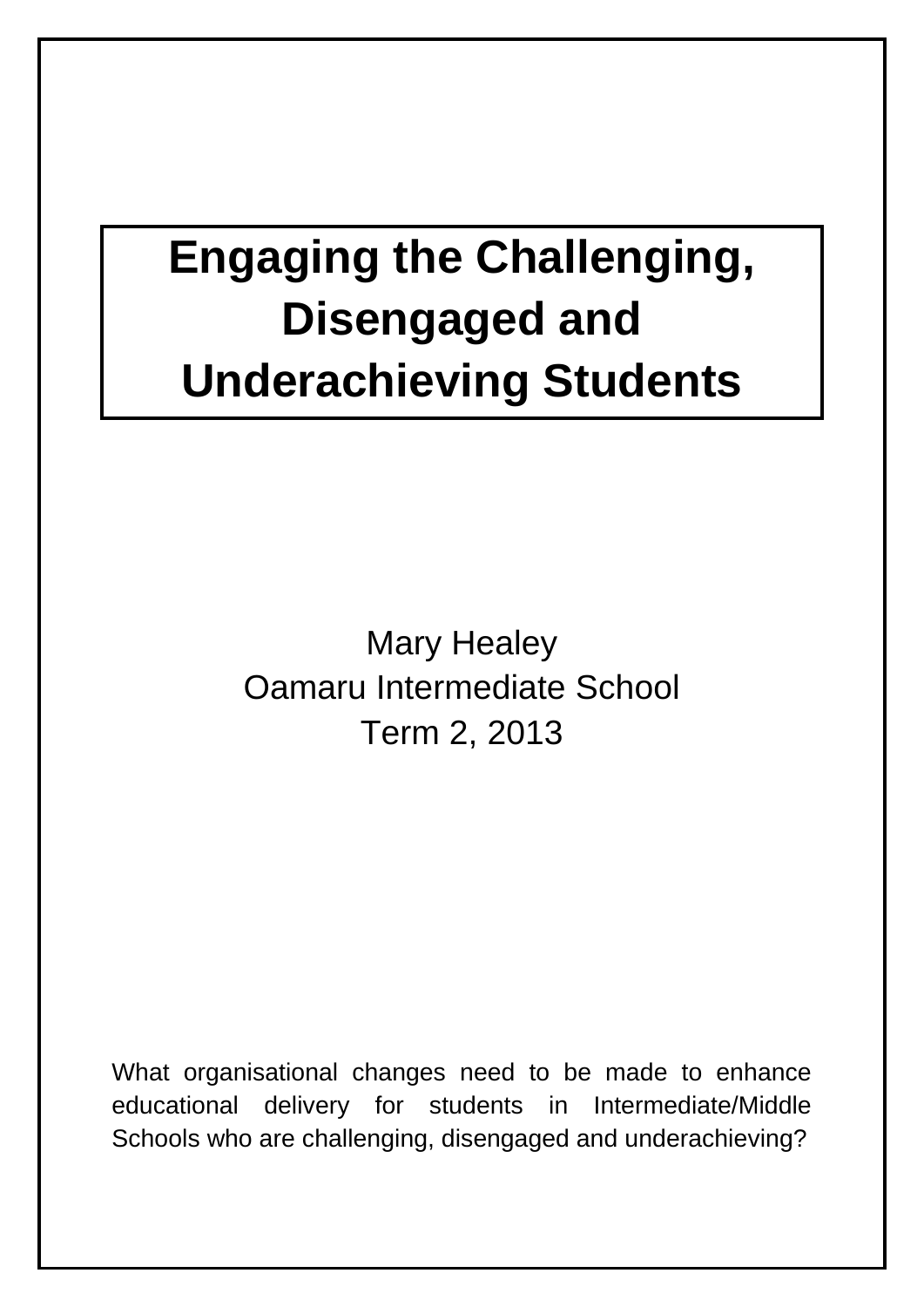# Engaging the Challenging, Disengaged and Underachieving Students

Mary Healey
Oamaru Intermediate School
Term 2, 2013

What organisational changes need to be made to enhance educational delivery for students in Intermediate/Middle Schools who are challenging, disengaged and underachieving?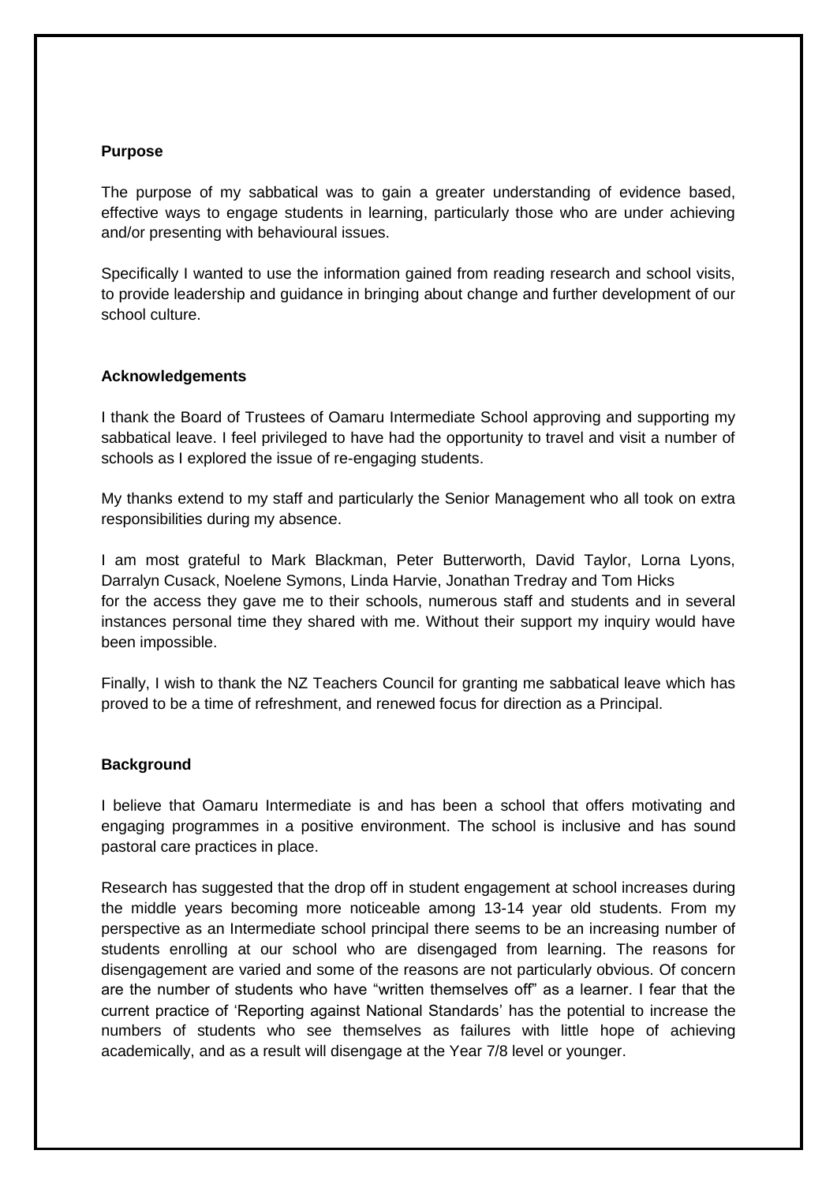**Purpose**

The purpose of my sabbatical was to gain a greater understanding of evidence based, effective ways to engage students in learning, particularly those who are under achieving and/or presenting with behavioural issues.

Specifically I wanted to use the information gained from reading research and school visits, to provide leadership and guidance in bringing about change and further development of our school culture.

**Acknowledgements**

I thank the Board of Trustees of Oamaru Intermediate School approving and supporting my sabbatical leave. I feel privileged to have had the opportunity to travel and visit a number of schools as I explored the issue of re-engaging students.

My thanks extend to my staff and particularly the Senior Management who all took on extra responsibilities during my absence.

I am most grateful to Mark Blackman, Peter Butterworth, David Taylor, Lorna Lyons, Darralyn Cusack, Noelene Symons, Linda Harvie, Jonathan Tredray and Tom Hicks for the access they gave me to their schools, numerous staff and students and in several instances personal time they shared with me. Without their support my inquiry would have been impossible.

Finally, I wish to thank the NZ Teachers Council for granting me sabbatical leave which has proved to be a time of refreshment, and renewed focus for direction as a Principal.

**Background**

I believe that Oamaru Intermediate is and has been a school that offers motivating and engaging programmes in a positive environment. The school is inclusive and has sound pastoral care practices in place.

Research has suggested that the drop off in student engagement at school increases during the middle years becoming more noticeable among 13-14 year old students. From my perspective as an Intermediate school principal there seems to be an increasing number of students enrolling at our school who are disengaged from learning. The reasons for disengagement are varied and some of the reasons are not particularly obvious. Of concern are the number of students who have "written themselves off" as a learner. I fear that the current practice of 'Reporting against National Standards' has the potential to increase the numbers of students who see themselves as failures with little hope of achieving academically, and as a result will disengage at the Year 7/8 level or younger.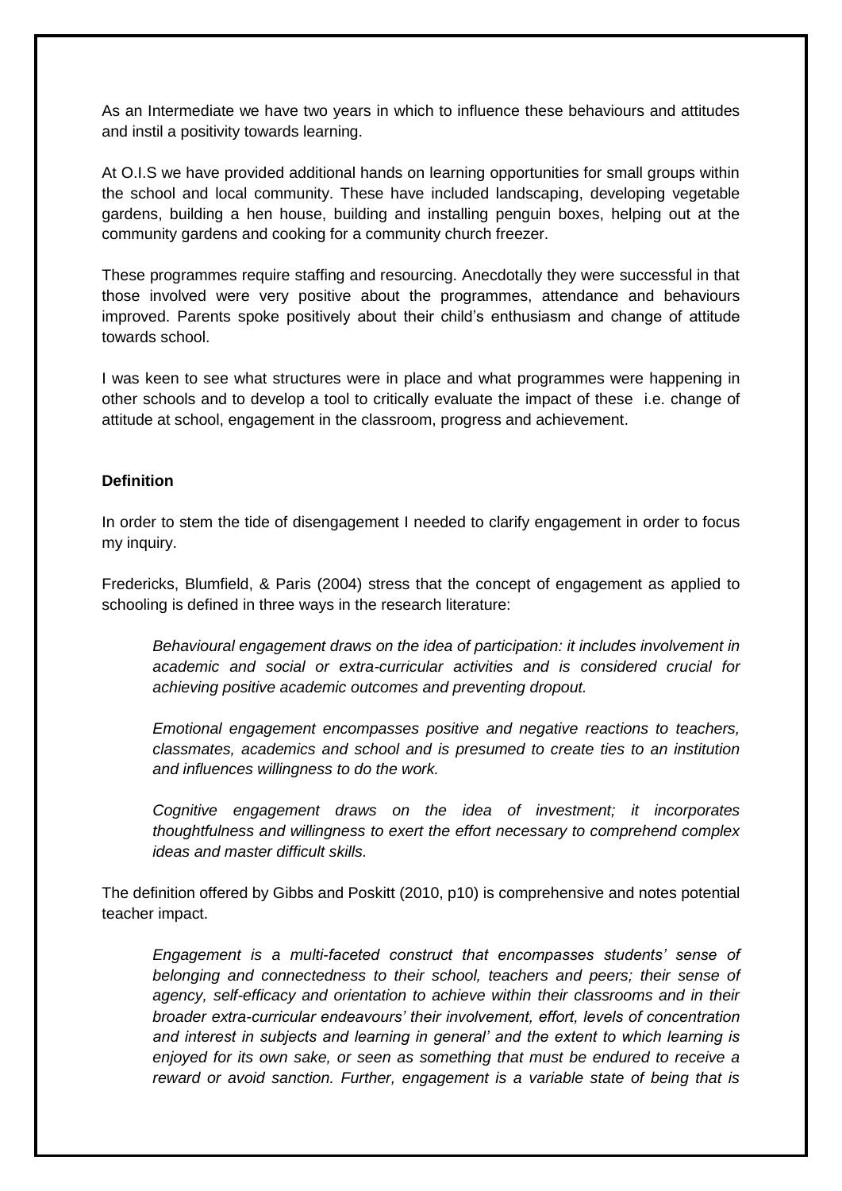As an Intermediate we have two years in which to influence these behaviours and attitudes and instil a positivity towards learning.

At O.I.S we have provided additional hands on learning opportunities for small groups within the school and local community. These have included landscaping, developing vegetable gardens, building a hen house, building and installing penguin boxes, helping out at the community gardens and cooking for a community church freezer.

These programmes require staffing and resourcing. Anecdotally they were successful in that those involved were very positive about the programmes, attendance and behaviours improved. Parents spoke positively about their child's enthusiasm and change of attitude towards school.

I was keen to see what structures were in place and what programmes were happening in other schools and to develop a tool to critically evaluate the impact of these i.e. change of attitude at school, engagement in the classroom, progress and achievement.

**Definition**

In order to stem the tide of disengagement I needed to clarify engagement in order to focus my inquiry.

Fredericks, Blumfield, & Paris (2004) stress that the concept of engagement as applied to schooling is defined in three ways in the research literature:

> *Behavioural engagement draws on the idea of participation: it includes involvement in academic and social or extra-curricular activities and is considered crucial for achieving positive academic outcomes and preventing dropout.*
>
> *Emotional engagement encompasses positive and negative reactions to teachers, classmates, academics and school and is presumed to create ties to an institution and influences willingness to do the work.*
>
> *Cognitive engagement draws on the idea of investment; it incorporates thoughtfulness and willingness to exert the effort necessary to comprehend complex ideas and master difficult skills.*

The definition offered by Gibbs and Poskitt (2010, p10) is comprehensive and notes potential teacher impact.

> *Engagement is a multi-faceted construct that encompasses students' sense of belonging and connectedness to their school, teachers and peers; their sense of agency, self-efficacy and orientation to achieve within their classrooms and in their broader extra-curricular endeavours' their involvement, effort, levels of concentration and interest in subjects and learning in general' and the extent to which learning is enjoyed for its own sake, or seen as something that must be endured to receive a reward or avoid sanction. Further, engagement is a variable state of being that is*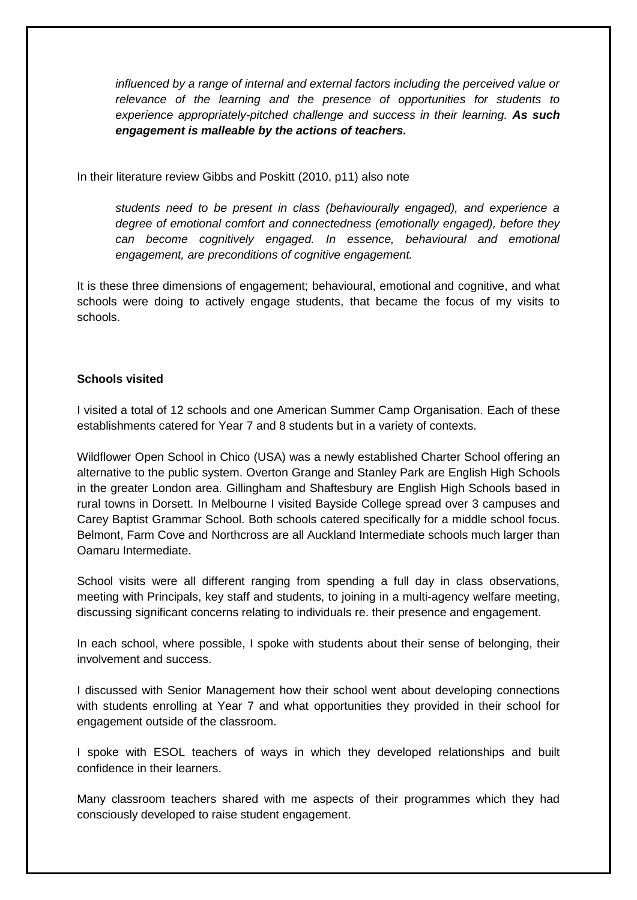> *influenced by a range of internal and external factors including the perceived value or relevance of the learning and the presence of opportunities for students to experience appropriately-pitched challenge and success in their learning.* ***As such engagement is malleable by the actions of teachers.***

In their literature review Gibbs and Poskitt (2010, p11) also note

> *students need to be present in class (behaviourally engaged), and experience a degree of emotional comfort and connectedness (emotionally engaged), before they can become cognitively engaged. In essence, behavioural and emotional engagement, are preconditions of cognitive engagement.*

It is these three dimensions of engagement; behavioural, emotional and cognitive, and what schools were doing to actively engage students, that became the focus of my visits to schools.

**Schools visited**

I visited a total of 12 schools and one American Summer Camp Organisation. Each of these establishments catered for Year 7 and 8 students but in a variety of contexts.

Wildflower Open School in Chico (USA) was a newly established Charter School offering an alternative to the public system. Overton Grange and Stanley Park are English High Schools in the greater London area. Gillingham and Shaftesbury are English High Schools based in rural towns in Dorsett. In Melbourne I visited Bayside College spread over 3 campuses and Carey Baptist Grammar School. Both schools catered specifically for a middle school focus. Belmont, Farm Cove and Northcross are all Auckland Intermediate schools much larger than Oamaru Intermediate.

School visits were all different ranging from spending a full day in class observations, meeting with Principals, key staff and students, to joining in a multi-agency welfare meeting, discussing significant concerns relating to individuals re. their presence and engagement.

In each school, where possible, I spoke with students about their sense of belonging, their involvement and success.

I discussed with Senior Management how their school went about developing connections with students enrolling at Year 7 and what opportunities they provided in their school for engagement outside of the classroom.

I spoke with ESOL teachers of ways in which they developed relationships and built confidence in their learners.

Many classroom teachers shared with me aspects of their programmes which they had consciously developed to raise student engagement.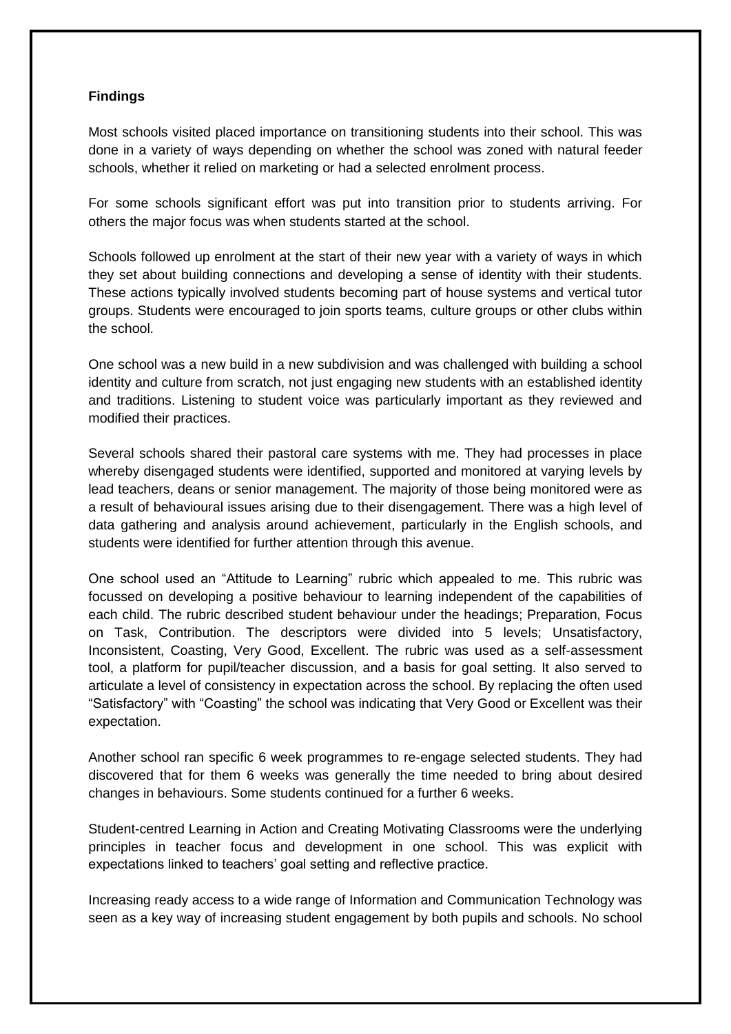**Findings**

Most schools visited placed importance on transitioning students into their school. This was done in a variety of ways depending on whether the school was zoned with natural feeder schools, whether it relied on marketing or had a selected enrolment process.

For some schools significant effort was put into transition prior to students arriving. For others the major focus was when students started at the school.

Schools followed up enrolment at the start of their new year with a variety of ways in which they set about building connections and developing a sense of identity with their students. These actions typically involved students becoming part of house systems and vertical tutor groups. Students were encouraged to join sports teams, culture groups or other clubs within the school.

One school was a new build in a new subdivision and was challenged with building a school identity and culture from scratch, not just engaging new students with an established identity and traditions. Listening to student voice was particularly important as they reviewed and modified their practices.

Several schools shared their pastoral care systems with me. They had processes in place whereby disengaged students were identified, supported and monitored at varying levels by lead teachers, deans or senior management. The majority of those being monitored were as a result of behavioural issues arising due to their disengagement. There was a high level of data gathering and analysis around achievement, particularly in the English schools, and students were identified for further attention through this avenue.

One school used an "Attitude to Learning" rubric which appealed to me. This rubric was focussed on developing a positive behaviour to learning independent of the capabilities of each child. The rubric described student behaviour under the headings; Preparation, Focus on Task, Contribution. The descriptors were divided into 5 levels; Unsatisfactory, Inconsistent, Coasting, Very Good, Excellent. The rubric was used as a self-assessment tool, a platform for pupil/teacher discussion, and a basis for goal setting. It also served to articulate a level of consistency in expectation across the school. By replacing the often used "Satisfactory" with "Coasting" the school was indicating that Very Good or Excellent was their expectation.

Another school ran specific 6 week programmes to re-engage selected students. They had discovered that for them 6 weeks was generally the time needed to bring about desired changes in behaviours. Some students continued for a further 6 weeks.

Student-centred Learning in Action and Creating Motivating Classrooms were the underlying principles in teacher focus and development in one school. This was explicit with expectations linked to teachers' goal setting and reflective practice.

Increasing ready access to a wide range of Information and Communication Technology was seen as a key way of increasing student engagement by both pupils and schools. No school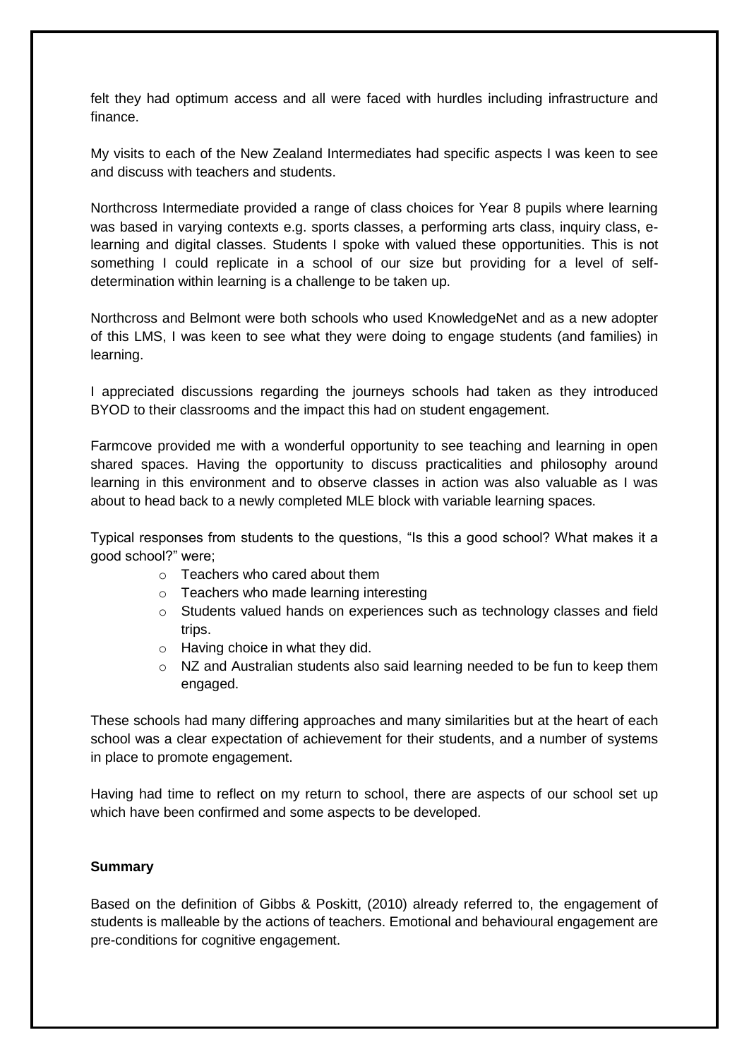felt they had optimum access and all were faced with hurdles including infrastructure and finance.

My visits to each of the New Zealand Intermediates had specific aspects I was keen to see and discuss with teachers and students.

Northcross Intermediate provided a range of class choices for Year 8 pupils where learning was based in varying contexts e.g. sports classes, a performing arts class, inquiry class, e-learning and digital classes. Students I spoke with valued these opportunities. This is not something I could replicate in a school of our size but providing for a level of self-determination within learning is a challenge to be taken up.

Northcross and Belmont were both schools who used KnowledgeNet and as a new adopter of this LMS, I was keen to see what they were doing to engage students (and families) in learning.

I appreciated discussions regarding the journeys schools had taken as they introduced BYOD to their classrooms and the impact this had on student engagement.

Farmcove provided me with a wonderful opportunity to see teaching and learning in open shared spaces. Having the opportunity to discuss practicalities and philosophy around learning in this environment and to observe classes in action was also valuable as I was about to head back to a newly completed MLE block with variable learning spaces.

Typical responses from students to the questions, "Is this a good school? What makes it a good school?" were;

- Teachers who cared about them
- Teachers who made learning interesting
- Students valued hands on experiences such as technology classes and field trips.
- Having choice in what they did.
- NZ and Australian students also said learning needed to be fun to keep them engaged.

These schools had many differing approaches and many similarities but at the heart of each school was a clear expectation of achievement for their students, and a number of systems in place to promote engagement.

Having had time to reflect on my return to school, there are aspects of our school set up which have been confirmed and some aspects to be developed.

**Summary**

Based on the definition of Gibbs & Poskitt, (2010) already referred to, the engagement of students is malleable by the actions of teachers. Emotional and behavioural engagement are pre-conditions for cognitive engagement.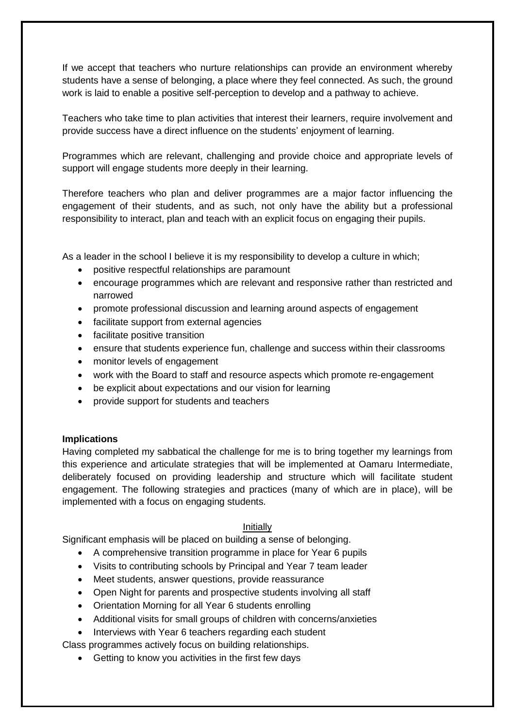If we accept that teachers who nurture relationships can provide an environment whereby students have a sense of belonging, a place where they feel connected. As such, the ground work is laid to enable a positive self-perception to develop and a pathway to achieve.

Teachers who take time to plan activities that interest their learners, require involvement and provide success have a direct influence on the students' enjoyment of learning.

Programmes which are relevant, challenging and provide choice and appropriate levels of support will engage students more deeply in their learning.

Therefore teachers who plan and deliver programmes are a major factor influencing the engagement of their students, and as such, not only have the ability but a professional responsibility to interact, plan and teach with an explicit focus on engaging their pupils.

As a leader in the school I believe it is my responsibility to develop a culture in which;

- positive respectful relationships are paramount
- encourage programmes which are relevant and responsive rather than restricted and narrowed
- promote professional discussion and learning around aspects of engagement
- facilitate support from external agencies
- facilitate positive transition
- ensure that students experience fun, challenge and success within their classrooms
- monitor levels of engagement
- work with the Board to staff and resource aspects which promote re-engagement
- be explicit about expectations and our vision for learning
- provide support for students and teachers

**Implications**

Having completed my sabbatical the challenge for me is to bring together my learnings from this experience and articulate strategies that will be implemented at Oamaru Intermediate, deliberately focused on providing leadership and structure which will facilitate student engagement. The following strategies and practices (many of which are in place), will be implemented with a focus on engaging students.

<u>Initially</u>

Significant emphasis will be placed on building a sense of belonging.

- A comprehensive transition programme in place for Year 6 pupils
- Visits to contributing schools by Principal and Year 7 team leader
- Meet students, answer questions, provide reassurance
- Open Night for parents and prospective students involving all staff
- Orientation Morning for all Year 6 students enrolling
- Additional visits for small groups of children with concerns/anxieties
- Interviews with Year 6 teachers regarding each student

Class programmes actively focus on building relationships.

- Getting to know you activities in the first few days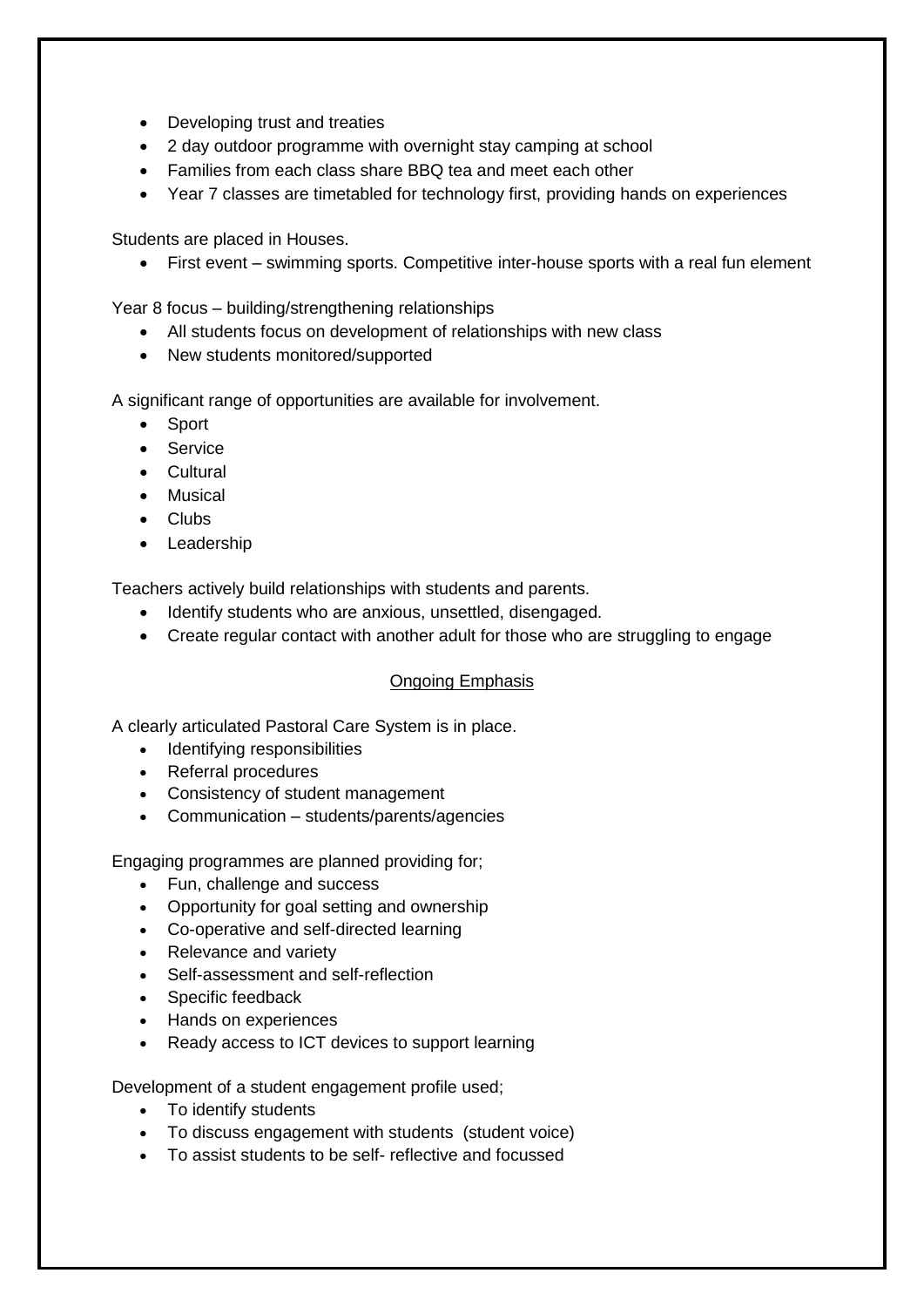- Developing trust and treaties
- 2 day outdoor programme with overnight stay camping at school
- Families from each class share BBQ tea and meet each other
- Year 7 classes are timetabled for technology first, providing hands on experiences

Students are placed in Houses.

- First event – swimming sports. Competitive inter-house sports with a real fun element

Year 8 focus – building/strengthening relationships

- All students focus on development of relationships with new class
- New students monitored/supported

A significant range of opportunities are available for involvement.

- Sport
- Service
- Cultural
- Musical
- Clubs
- Leadership

Teachers actively build relationships with students and parents.

- Identify students who are anxious, unsettled, disengaged.
- Create regular contact with another adult for those who are struggling to engage

<u>Ongoing Emphasis</u>

A clearly articulated Pastoral Care System is in place.

- Identifying responsibilities
- Referral procedures
- Consistency of student management
- Communication – students/parents/agencies

Engaging programmes are planned providing for;

- Fun, challenge and success
- Opportunity for goal setting and ownership
- Co-operative and self-directed learning
- Relevance and variety
- Self-assessment and self-reflection
- Specific feedback
- Hands on experiences
- Ready access to ICT devices to support learning

Development of a student engagement profile used;

- To identify students
- To discuss engagement with students (student voice)
- To assist students to be self- reflective and focussed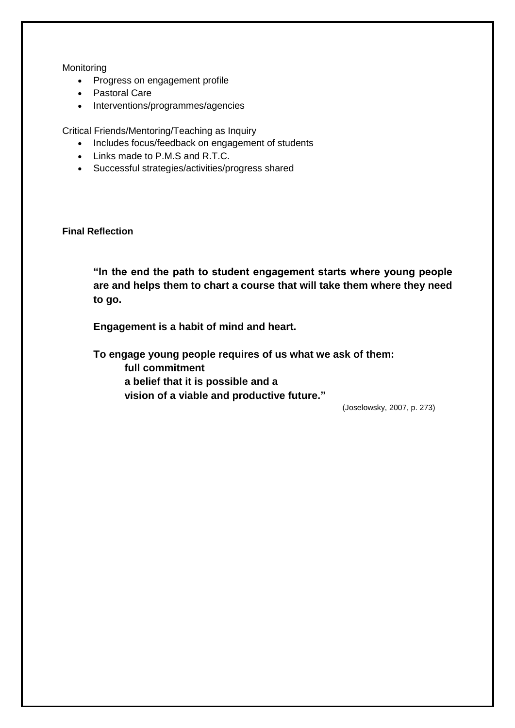Monitoring

- Progress on engagement profile
- Pastoral Care
- Interventions/programmes/agencies

Critical Friends/Mentoring/Teaching as Inquiry

- Includes focus/feedback on engagement of students
- Links made to P.M.S and R.T.C.
- Successful strategies/activities/progress shared

**Final Reflection**

> **"In the end the path to student engagement starts where young people are and helps them to chart a course that will take them where they need to go.**
>
> **Engagement is a habit of mind and heart.**
>
> **To engage young people requires of us what we ask of them:**
> **full commitment**
> **a belief that it is possible and a**
> **vision of a viable and productive future."**
>
> (Joselowsky, 2007, p. 273)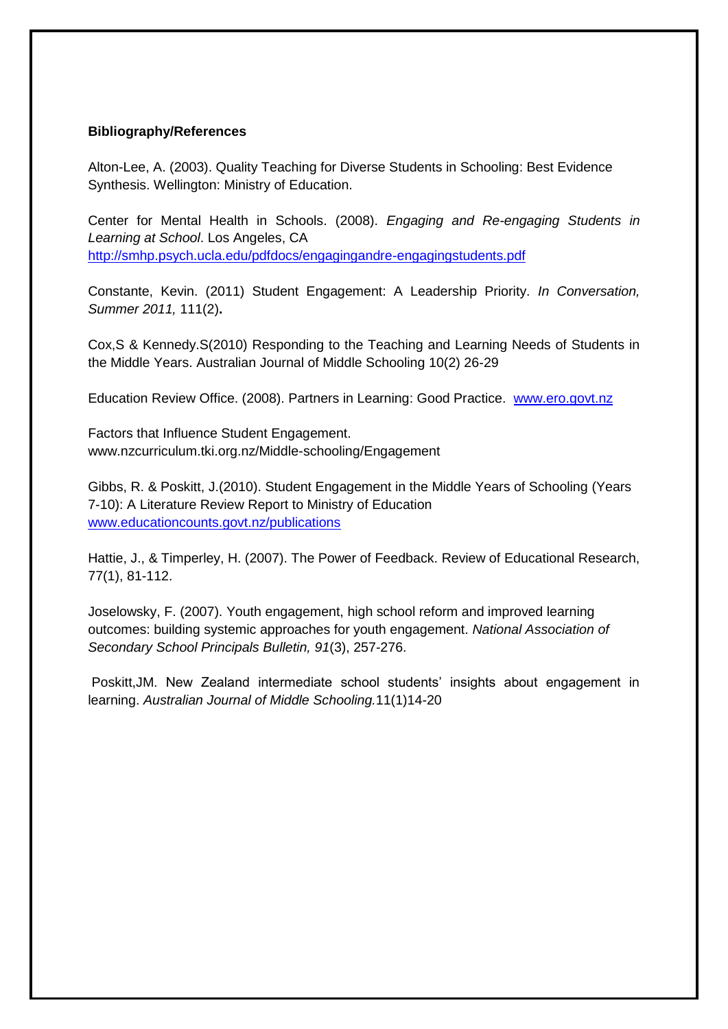**Bibliography/References**

Alton-Lee, A. (2003). Quality Teaching for Diverse Students in Schooling: Best Evidence Synthesis. Wellington: Ministry of Education.

Center for Mental Health in Schools. (2008). *Engaging and Re-engaging Students in Learning at School*. Los Angeles, CA
http://smhp.psych.ucla.edu/pdfdocs/engagingandre-engagingstudents.pdf

Constante, Kevin. (2011) Student Engagement: A Leadership Priority. *In Conversation, Summer 2011,* 111(2)**.**

Cox,S & Kennedy.S(2010) Responding to the Teaching and Learning Needs of Students in the Middle Years. Australian Journal of Middle Schooling 10(2) 26-29

Education Review Office. (2008). Partners in Learning: Good Practice. www.ero.govt.nz

Factors that Influence Student Engagement.
www.nzcurriculum.tki.org.nz/Middle-schooling/Engagement

Gibbs, R. & Poskitt, J.(2010). Student Engagement in the Middle Years of Schooling (Years 7-10): A Literature Review Report to Ministry of Education
www.educationcounts.govt.nz/publications

Hattie, J., & Timperley, H. (2007). The Power of Feedback. Review of Educational Research, 77(1), 81-112.

Joselowsky, F. (2007). Youth engagement, high school reform and improved learning outcomes: building systemic approaches for youth engagement. *National Association of Secondary School Principals Bulletin, 91*(3), 257-276.

Poskitt,JM. New Zealand intermediate school students' insights about engagement in learning. *Australian Journal of Middle Schooling.*11(1)14-20